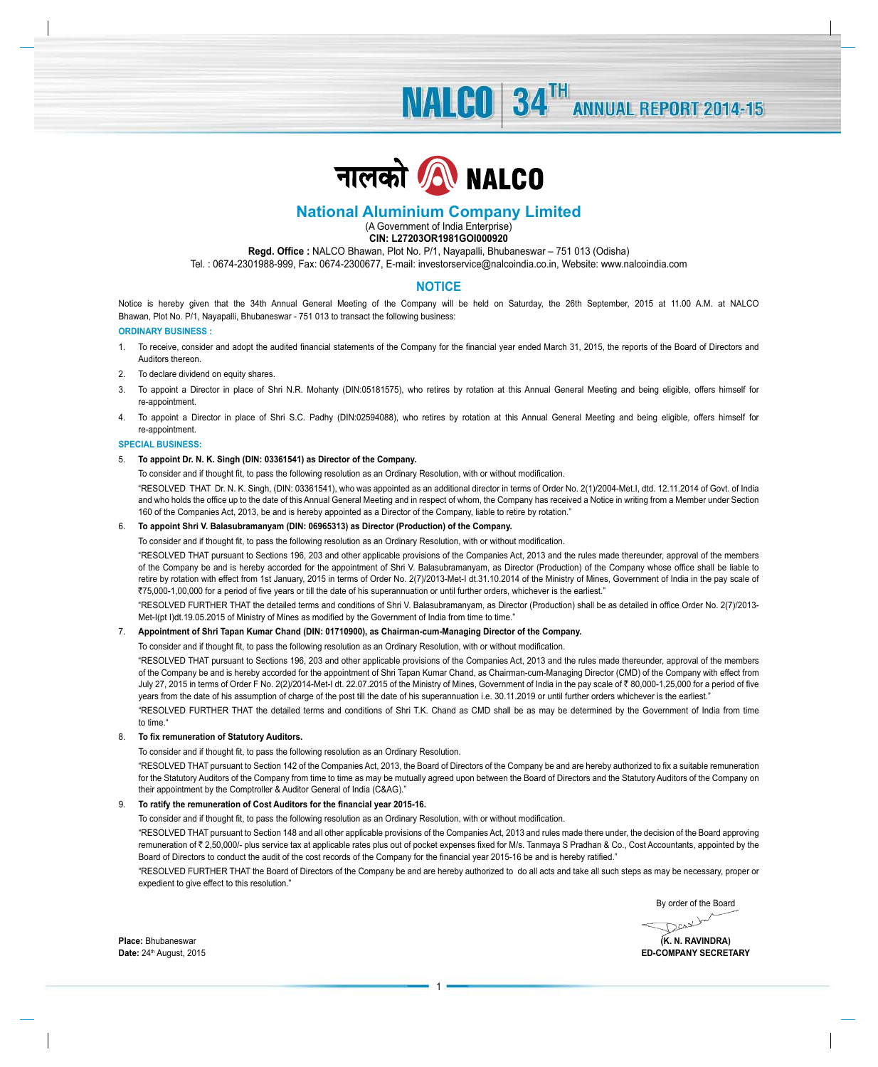नालको NALCO

# National Aluminium Company Limited

(A Government of India Enterprise)

**CIN: L27203OR1981GOI000920**

**Regd. Office :** NALCO Bhawan, Plot No. P/1, Nayapalli, Bhubaneswar – 751 013 (Odisha)

Tel. : 0674-2301988-999, Fax: 0674-2300677, E-mail: investorservice@nalcoindia.co.in, Website: www.nalcoindia.com

## NOTICE

Notice is hereby given that the 34th Annual General Meeting of the Company will be held on Saturday, the 26th September, 2015 at 11.00 A.M. at NALCO Bhawan, Plot No. P/1, Nayapalli, Bhubaneswar - 751 013 to transact the following business:

**ORDINARY BUSINESS :**

1. To receive, consider and adopt the audited financial statements of the Company for the financial year ended March 31, 2015, the reports of the Board of Directors and Auditors thereon.
2. To declare dividend on equity shares.
3. To appoint a Director in place of Shri N.R. Mohanty (DIN:05181575), who retires by rotation at this Annual General Meeting and being eligible, offers himself for re-appointment.
4. To appoint a Director in place of Shri S.C. Padhy (DIN:02594088), who retires by rotation at this Annual General Meeting and being eligible, offers himself for re-appointment.

**SPECIAL BUSINESS:**

5. **To appoint Dr. N. K. Singh (DIN: 03361541) as Director of the Company.**

   To consider and if thought fit, to pass the following resolution as an Ordinary Resolution, with or without modification.

   "RESOLVED THAT Dr. N. K. Singh, (DIN: 03361541), who was appointed as an additional director in terms of Order No. 2(1)/2004-Met.I, dtd. 12.11.2014 of Govt. of India and who holds the office up to the date of this Annual General Meeting and in respect of whom, the Company has received a Notice in writing from a Member under Section 160 of the Companies Act, 2013, be and is hereby appointed as a Director of the Company, liable to retire by rotation."

6. **To appoint Shri V. Balasubramanyam (DIN: 06965313) as Director (Production) of the Company.**

   To consider and if thought fit, to pass the following resolution as an Ordinary Resolution, with or without modification.

   "RESOLVED THAT pursuant to Sections 196, 203 and other applicable provisions of the Companies Act, 2013 and the rules made thereunder, approval of the members of the Company be and is hereby accorded for the appointment of Shri V. Balasubramanyam, as Director (Production) of the Company whose office shall be liable to retire by rotation with effect from 1st January, 2015 in terms of Order No. 2(7)/2013-Met-I dt.31.10.2014 of the Ministry of Mines, Government of India in the pay scale of ₹75,000-1,00,000 for a period of five years or till the date of his superannuation or until further orders, whichever is the earliest."

   "RESOLVED FURTHER THAT the detailed terms and conditions of Shri V. Balasubramanyam, as Director (Production) shall be as detailed in office Order No. 2(7)/2013-Met-I(pt I)dt.19.05.2015 of Ministry of Mines as modified by the Government of India from time to time."

7. **Appointment of Shri Tapan Kumar Chand (DIN: 01710900), as Chairman-cum-Managing Director of the Company.**

   To consider and if thought fit, to pass the following resolution as an Ordinary Resolution, with or without modification.

   "RESOLVED THAT pursuant to Sections 196, 203 and other applicable provisions of the Companies Act, 2013 and the rules made thereunder, approval of the members of the Company be and is hereby accorded for the appointment of Shri Tapan Kumar Chand, as Chairman-cum-Managing Director (CMD) of the Company with effect from July 27, 2015 in terms of Order F No. 2(2)/2014-Met-I dt. 22.07.2015 of the Ministry of Mines, Government of India in the pay scale of ₹ 80,000-1,25,000 for a period of five years from the date of his assumption of charge of the post till the date of his superannuation i.e. 30.11.2019 or until further orders whichever is the earliest."

   "RESOLVED FURTHER THAT the detailed terms and conditions of Shri T.K. Chand as CMD shall be as may be determined by the Government of India from time to time."

8. **To fix remuneration of Statutory Auditors.**

   To consider and if thought fit, to pass the following resolution as an Ordinary Resolution.

   "RESOLVED THAT pursuant to Section 142 of the Companies Act, 2013, the Board of Directors of the Company be and are hereby authorized to fix a suitable remuneration for the Statutory Auditors of the Company from time to time as may be mutually agreed upon between the Board of Directors and the Statutory Auditors of the Company on their appointment by the Comptroller & Auditor General of India (C&AG)."

9. **To ratify the remuneration of Cost Auditors for the financial year 2015-16.**

   To consider and if thought fit, to pass the following resolution as an Ordinary Resolution, with or without modification.

   "RESOLVED THAT pursuant to Section 148 and all other applicable provisions of the Companies Act, 2013 and rules made there under, the decision of the Board approving remuneration of ₹ 2,50,000/- plus service tax at applicable rates plus out of pocket expenses fixed for M/s. Tanmaya S Pradhan & Co., Cost Accountants, appointed by the Board of Directors to conduct the audit of the cost records of the Company for the financial year 2015-16 be and is hereby ratified."

   "RESOLVED FURTHER THAT the Board of Directors of the Company be and are hereby authorized to do all acts and take all such steps as may be necessary, proper or expedient to give effect to this resolution."

By order of the Board

**(K. N. RAVINDRA)**
**ED-COMPANY SECRETARY**

**Place:** Bhubaneswar
**Date:** 24th August, 2015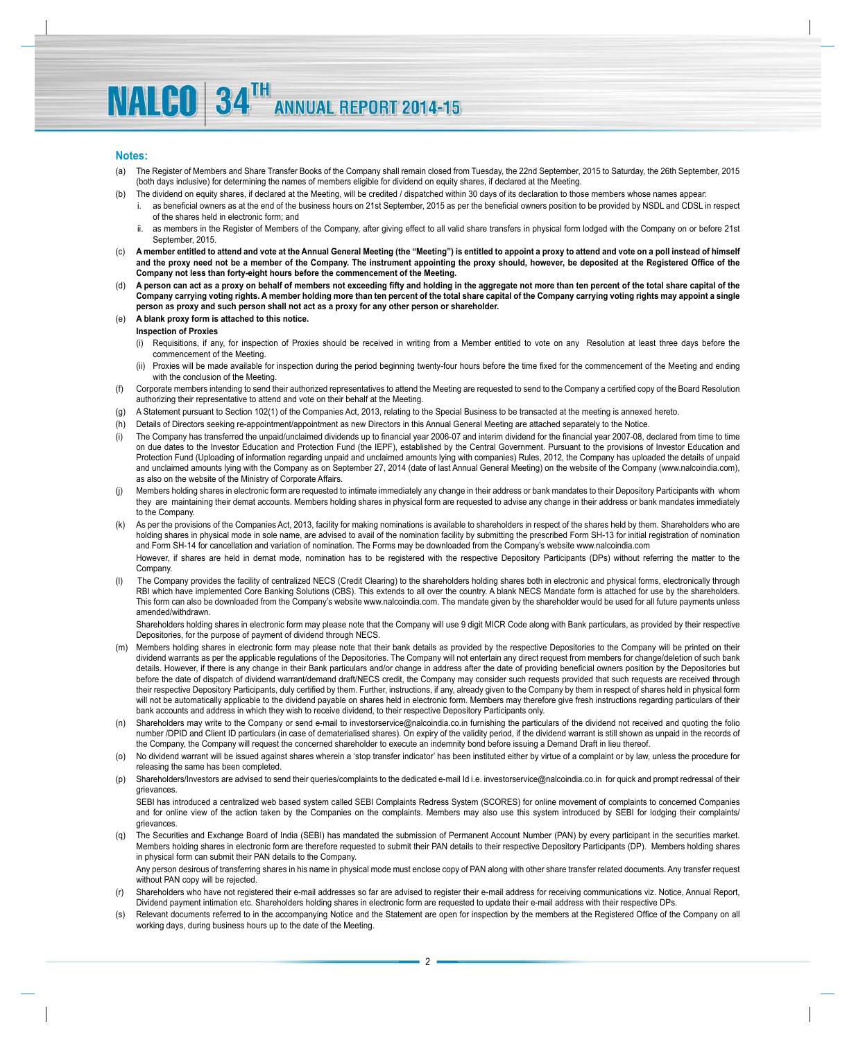## Notes:

(a) The Register of Members and Share Transfer Books of the Company shall remain closed from Tuesday, the 22nd September, 2015 to Saturday, the 26th September, 2015 (both days inclusive) for determining the names of members eligible for dividend on equity shares, if declared at the Meeting.

(b) The dividend on equity shares, if declared at the Meeting, will be credited / dispatched within 30 days of its declaration to those members whose names appear:

   i. as beneficial owners as at the end of the business hours on 21st September, 2015 as per the beneficial owners position to be provided by NSDL and CDSL in respect of the shares held in electronic form; and

   ii. as members in the Register of Members of the Company, after giving effect to all valid share transfers in physical form lodged with the Company on or before 21st September, 2015.

(c) **A member entitled to attend and vote at the Annual General Meeting (the "Meeting") is entitled to appoint a proxy to attend and vote on a poll instead of himself and the proxy need not be a member of the Company. The instrument appointing the proxy should, however, be deposited at the Registered Office of the Company not less than forty-eight hours before the commencement of the Meeting.**

(d) **A person can act as a proxy on behalf of members not exceeding fifty and holding in the aggregate not more than ten percent of the total share capital of the Company carrying voting rights. A member holding more than ten percent of the total share capital of the Company carrying voting rights may appoint a single person as proxy and such person shall not act as a proxy for any other person or shareholder.**

(e) **A blank proxy form is attached to this notice.**

   **Inspection of Proxies**

   (i) Requisitions, if any, for inspection of Proxies should be received in writing from a Member entitled to vote on any Resolution at least three days before the commencement of the Meeting.

   (ii) Proxies will be made available for inspection during the period beginning twenty-four hours before the time fixed for the commencement of the Meeting and ending with the conclusion of the Meeting.

(f) Corporate members intending to send their authorized representatives to attend the Meeting are requested to send to the Company a certified copy of the Board Resolution authorizing their representative to attend and vote on their behalf at the Meeting.

(g) A Statement pursuant to Section 102(1) of the Companies Act, 2013, relating to the Special Business to be transacted at the meeting is annexed hereto.

(h) Details of Directors seeking re-appointment/appointment as new Directors in this Annual General Meeting are attached separately to the Notice.

(i) The Company has transferred the unpaid/unclaimed dividends up to financial year 2006-07 and interim dividend for the financial year 2007-08, declared from time to time on due dates to the Investor Education and Protection Fund (the IEPF), established by the Central Government. Pursuant to the provisions of Investor Education and Protection Fund (Uploading of information regarding unpaid and unclaimed amounts lying with companies) Rules, 2012, the Company has uploaded the details of unpaid and unclaimed amounts lying with the Company as on September 27, 2014 (date of last Annual General Meeting) on the website of the Company (www.nalcoindia.com), as also on the website of the Ministry of Corporate Affairs.

(j) Members holding shares in electronic form are requested to intimate immediately any change in their address or bank mandates to their Depository Participants with whom they are maintaining their demat accounts. Members holding shares in physical form are requested to advise any change in their address or bank mandates immediately to the Company.

(k) As per the provisions of the Companies Act, 2013, facility for making nominations is available to shareholders in respect of the shares held by them. Shareholders who are holding shares in physical mode in sole name, are advised to avail of the nomination facility by submitting the prescribed Form SH-13 for initial registration of nomination and Form SH-14 for cancellation and variation of nomination. The Forms may be downloaded from the Company's website www.nalcoindia.com

   However, if shares are held in demat mode, nomination has to be registered with the respective Depository Participants (DPs) without referring the matter to the Company.

(l) The Company provides the facility of centralized NECS (Credit Clearing) to the shareholders holding shares both in electronic and physical forms, electronically through RBI which have implemented Core Banking Solutions (CBS). This extends to all over the country. A blank NECS Mandate form is attached for use by the shareholders. This form can also be downloaded from the Company's website www.nalcoindia.com. The mandate given by the shareholder would be used for all future payments unless amended/withdrawn.

   Shareholders holding shares in electronic form may please note that the Company will use 9 digit MICR Code along with Bank particulars, as provided by their respective Depositories, for the purpose of payment of dividend through NECS.

(m) Members holding shares in electronic form may please note that their bank details as provided by the respective Depositories to the Company will be printed on their dividend warrants as per the applicable regulations of the Depositories. The Company will not entertain any direct request from members for change/deletion of such bank details. However, if there is any change in their Bank particulars and/or change in address after the date of providing beneficial owners position by the Depositories but before the date of dispatch of dividend warrant/demand draft/NECS credit, the Company may consider such requests provided that such requests are received through their respective Depository Participants, duly certified by them. Further, instructions, if any, already given to the Company by them in respect of shares held in physical form will not be automatically applicable to the dividend payable on shares held in electronic form. Members may therefore give fresh instructions regarding particulars of their bank accounts and address in which they wish to receive dividend, to their respective Depository Participants only.

(n) Shareholders may write to the Company or send e-mail to investorservice@nalcoindia.co.in furnishing the particulars of the dividend not received and quoting the folio number /DPID and Client ID particulars (in case of dematerialised shares). On expiry of the validity period, if the dividend warrant is still shown as unpaid in the records of the Company, the Company will request the concerned shareholder to execute an indemnity bond before issuing a Demand Draft in lieu thereof.

(o) No dividend warrant will be issued against shares wherein a 'stop transfer indicator' has been instituted either by virtue of a complaint or by law, unless the procedure for releasing the same has been completed.

(p) Shareholders/Investors are advised to send their queries/complaints to the dedicated e-mail Id i.e. investorservice@nalcoindia.co.in for quick and prompt redressal of their grievances.

   SEBI has introduced a centralized web based system called SEBI Complaints Redress System (SCORES) for online movement of complaints to concerned Companies and for online view of the action taken by the Companies on the complaints. Members may also use this system introduced by SEBI for lodging their complaints/ grievances.

(q) The Securities and Exchange Board of India (SEBI) has mandated the submission of Permanent Account Number (PAN) by every participant in the securities market. Members holding shares in electronic form are therefore requested to submit their PAN details to their respective Depository Participants (DP). Members holding shares in physical form can submit their PAN details to the Company.

   Any person desirous of transferring shares in his name in physical mode must enclose copy of PAN along with other share transfer related documents. Any transfer request without PAN copy will be rejected.

(r) Shareholders who have not registered their e-mail addresses so far are advised to register their e-mail address for receiving communications viz. Notice, Annual Report, Dividend payment intimation etc. Shareholders holding shares in electronic form are requested to update their e-mail address with their respective DPs.

(s) Relevant documents referred to in the accompanying Notice and the Statement are open for inspection by the members at the Registered Office of the Company on all working days, during business hours up to the date of the Meeting.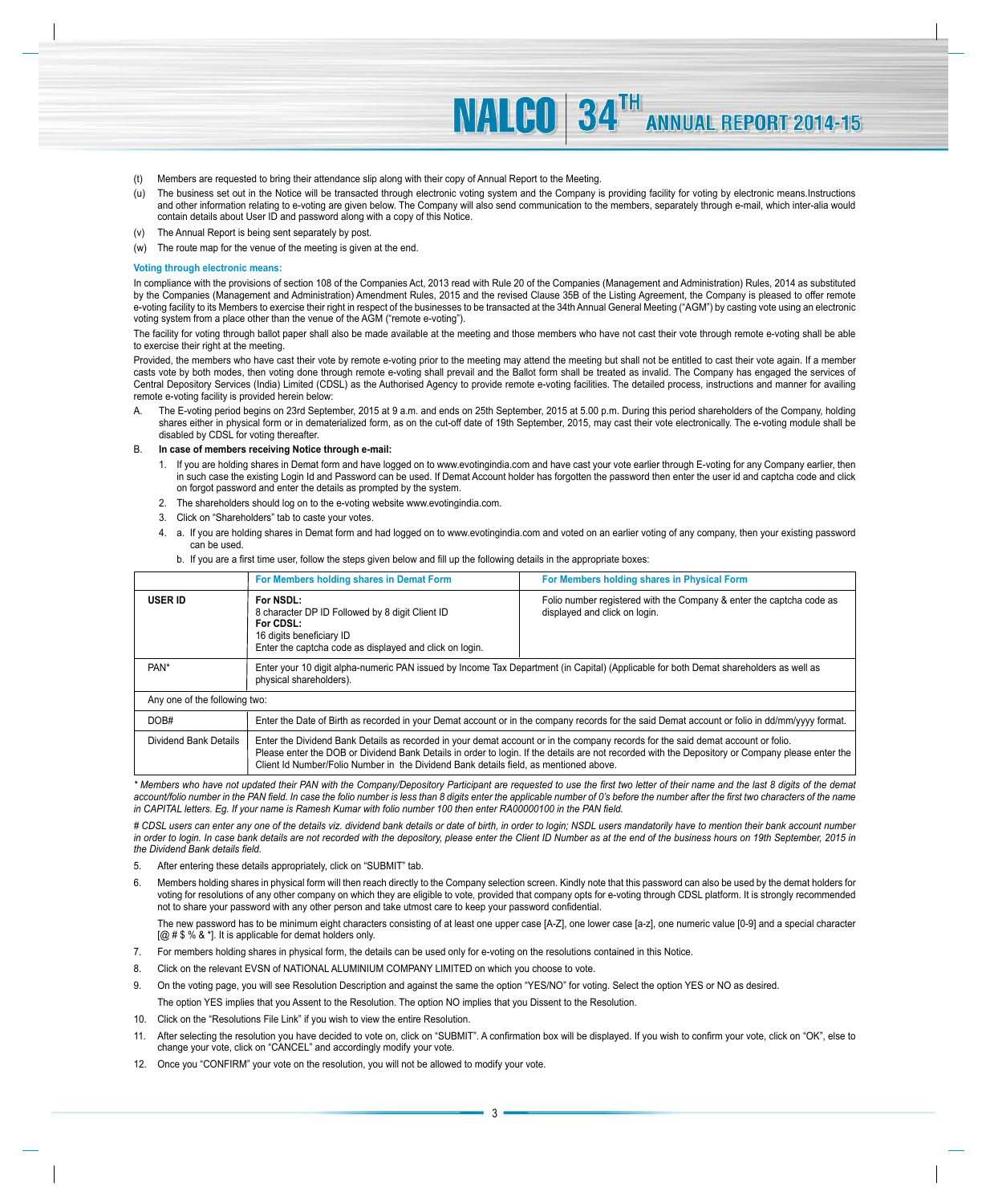(t) Members are requested to bring their attendance slip along with their copy of Annual Report to the Meeting.

(u) The business set out in the Notice will be transacted through electronic voting system and the Company is providing facility for voting by electronic means.Instructions and other information relating to e-voting are given below. The Company will also send communication to the members, separately through e-mail, which inter-alia would contain details about User ID and password along with a copy of this Notice.

(v) The Annual Report is being sent separately by post.

(w) The route map for the venue of the meeting is given at the end.

### Voting through electronic means:

In compliance with the provisions of section 108 of the Companies Act, 2013 read with Rule 20 of the Companies (Management and Administration) Rules, 2014 as substituted by the Companies (Management and Administration) Amendment Rules, 2015 and the revised Clause 35B of the Listing Agreement, the Company is pleased to offer remote e-voting facility to its Members to exercise their right in respect of the businesses to be transacted at the 34th Annual General Meeting ("AGM") by casting vote using an electronic voting system from a place other than the venue of the AGM ("remote e-voting").

The facility for voting through ballot paper shall also be made available at the meeting and those members who have not cast their vote through remote e-voting shall be able to exercise their right at the meeting.

Provided, the members who have cast their vote by remote e-voting prior to the meeting may attend the meeting but shall not be entitled to cast their vote again. If a member casts vote by both modes, then voting done through remote e-voting shall prevail and the Ballot form shall be treated as invalid. The Company has engaged the services of Central Depository Services (India) Limited (CDSL) as the Authorised Agency to provide remote e-voting facilities. The detailed process, instructions and manner for availing remote e-voting facility is provided herein below:

A. The E-voting period begins on 23rd September, 2015 at 9 a.m. and ends on 25th September, 2015 at 5.00 p.m. During this period shareholders of the Company, holding shares either in physical form or in dematerialized form, as on the cut-off date of 19th September, 2015, may cast their vote electronically. The e-voting module shall be disabled by CDSL for voting thereafter.

B. **In case of members receiving Notice through e-mail:**

1. If you are holding shares in Demat form and have logged on to www.evotingindia.com and have cast your vote earlier through E-voting for any Company earlier, then in such case the existing Login Id and Password can be used. If Demat Account holder has forgotten the password then enter the user id and captcha code and click on forgot password and enter the details as prompted by the system.
2. The shareholders should log on to the e-voting website www.evotingindia.com.
3. Click on "Shareholders" tab to caste your votes.
4. a. If you are holding shares in Demat form and had logged on to www.evotingindia.com and voted on an earlier voting of any company, then your existing password can be used.

   b. If you are a first time user, follow the steps given below and fill up the following details in the appropriate boxes:

| | For Members holding shares in Demat Form | For Members holding shares in Physical Form |
|---|---|---|
| **USER ID** | **For NSDL:** 8 character DP ID Followed by 8 digit Client ID **For CDSL:** 16 digits beneficiary ID Enter the captcha code as displayed and click on login. | Folio number registered with the Company & enter the captcha code as displayed and click on login. |
| PAN* | Enter your 10 digit alpha-numeric PAN issued by Income Tax Department (in Capital) (Applicable for both Demat shareholders as well as physical shareholders). | |
| Any one of the following two: | | |
| DOB# | Enter the Date of Birth as recorded in your Demat account or in the company records for the said Demat account or folio in dd/mm/yyyy format. | |
| Dividend Bank Details | Enter the Dividend Bank Details as recorded in your demat account or in the company records for the said demat account or folio. Please enter the DOB or Dividend Bank Details in order to login. If the details are not recorded with the Depository or Company please enter the Client Id Number/Folio Number in the Dividend Bank details field, as mentioned above. | |

*\* Members who have not updated their PAN with the Company/Depository Participant are requested to use the first two letter of their name and the last 8 digits of the demat account/folio number in the PAN field. In case the folio number is less than 8 digits enter the applicable number of 0's before the number after the first two characters of the name in CAPITAL letters. Eg. If your name is Ramesh Kumar with folio number 100 then enter RA00000100 in the PAN field.*

*# CDSL users can enter any one of the details viz. dividend bank details or date of birth, in order to login; NSDL users mandatorily have to mention their bank account number in order to login. In case bank details are not recorded with the depository, please enter the Client ID Number as at the end of the business hours on 19th September, 2015 in the Dividend Bank details field.*

5. After entering these details appropriately, click on "SUBMIT" tab.
6. Members holding shares in physical form will then reach directly to the Company selection screen. Kindly note that this password can also be used by the demat holders for voting for resolutions of any other company on which they are eligible to vote, provided that company opts for e-voting through CDSL platform. It is strongly recommended not to share your password with any other person and take utmost care to keep your password confidential.

   The new password has to be minimum eight characters consisting of at least one upper case [A-Z], one lower case [a-z], one numeric value [0-9] and a special character [@ # $ % & *]. It is applicable for demat holders only.
7. For members holding shares in physical form, the details can be used only for e-voting on the resolutions contained in this Notice.
8. Click on the relevant EVSN of NATIONAL ALUMINIUM COMPANY LIMITED on which you choose to vote.
9. On the voting page, you will see Resolution Description and against the same the option "YES/NO" for voting. Select the option YES or NO as desired.

   The option YES implies that you Assent to the Resolution. The option NO implies that you Dissent to the Resolution.
10. Click on the "Resolutions File Link" if you wish to view the entire Resolution.
11. After selecting the resolution you have decided to vote on, click on "SUBMIT". A confirmation box will be displayed. If you wish to confirm your vote, click on "OK", else to change your vote, click on "CANCEL" and accordingly modify your vote.
12. Once you "CONFIRM" your vote on the resolution, you will not be allowed to modify your vote.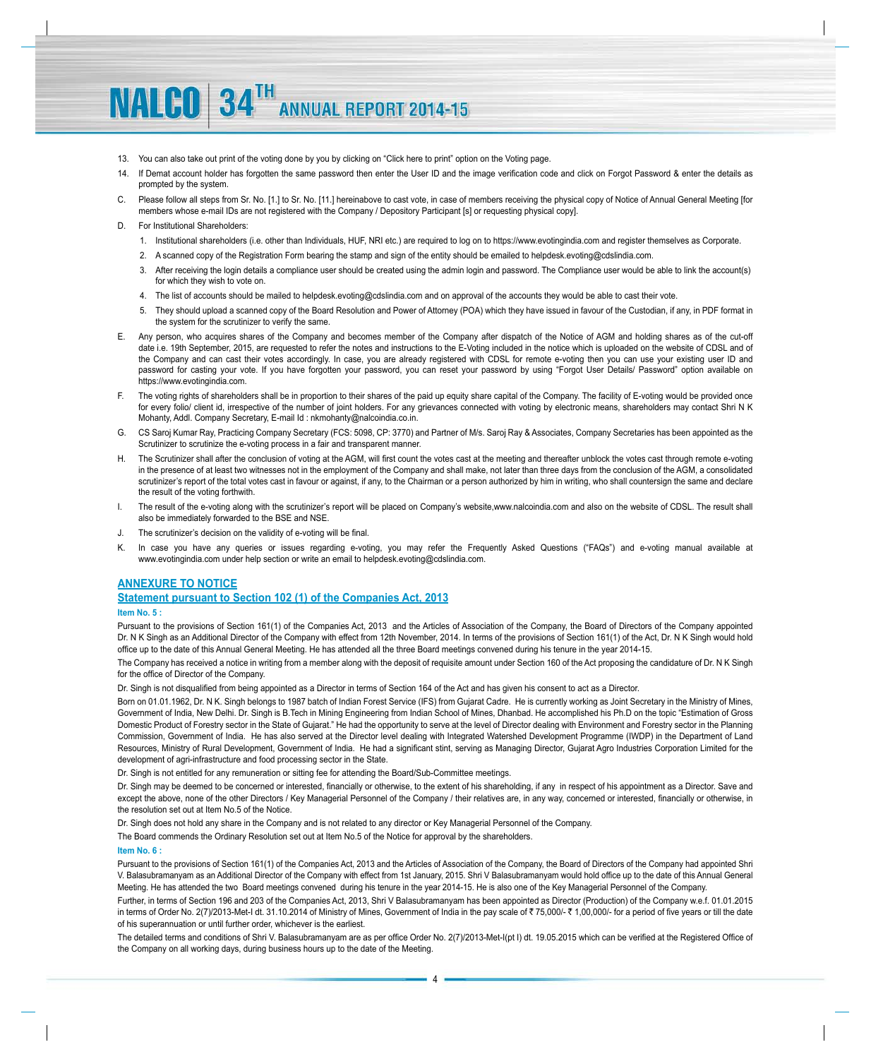13. You can also take out print of the voting done by you by clicking on "Click here to print" option on the Voting page.
14. If Demat account holder has forgotten the same password then enter the User ID and the image verification code and click on Forgot Password & enter the details as prompted by the system.

C. Please follow all steps from Sr. No. [1.] to Sr. No. [11.] hereinabove to cast vote, in case of members receiving the physical copy of Notice of Annual General Meeting [for members whose e-mail IDs are not registered with the Company / Depository Participant [s] or requesting physical copy].

D. For Institutional Shareholders:

1. Institutional shareholders (i.e. other than Individuals, HUF, NRI etc.) are required to log on to https://www.evotingindia.com and register themselves as Corporate.
2. A scanned copy of the Registration Form bearing the stamp and sign of the entity should be emailed to helpdesk.evoting@cdslindia.com.
3. After receiving the login details a compliance user should be created using the admin login and password. The Compliance user would be able to link the account(s) for which they wish to vote on.
4. The list of accounts should be mailed to helpdesk.evoting@cdslindia.com and on approval of the accounts they would be able to cast their vote.
5. They should upload a scanned copy of the Board Resolution and Power of Attorney (POA) which they have issued in favour of the Custodian, if any, in PDF format in the system for the scrutinizer to verify the same.

E. Any person, who acquires shares of the Company and becomes member of the Company after dispatch of the Notice of AGM and holding shares as of the cut-off date i.e. 19th September, 2015, are requested to refer the notes and instructions to the E-Voting included in the notice which is uploaded on the website of CDSL and of the Company and can cast their votes accordingly. In case, you are already registered with CDSL for remote e-voting then you can use your existing user ID and password for casting your vote. If you have forgotten your password, you can reset your password by using "Forgot User Details/ Password" option available on https://www.evotingindia.com.

F. The voting rights of shareholders shall be in proportion to their shares of the paid up equity share capital of the Company. The facility of E-voting would be provided once for every folio/ client id, irrespective of the number of joint holders. For any grievances connected with voting by electronic means, shareholders may contact Shri N K Mohanty, Addl. Company Secretary, E-mail Id : nkmohanty@nalcoindia.co.in.

G. CS Saroj Kumar Ray, Practicing Company Secretary (FCS: 5098, CP: 3770) and Partner of M/s. Saroj Ray & Associates, Company Secretaries has been appointed as the Scrutinizer to scrutinize the e-voting process in a fair and transparent manner.

H. The Scrutinizer shall after the conclusion of voting at the AGM, will first count the votes cast at the meeting and thereafter unblock the votes cast through remote e-voting in the presence of at least two witnesses not in the employment of the Company and shall make, not later than three days from the conclusion of the AGM, a consolidated scrutinizer's report of the total votes cast in favour or against, if any, to the Chairman or a person authorized by him in writing, who shall countersign the same and declare the result of the voting forthwith.

I. The result of the e-voting along with the scrutinizer's report will be placed on Company's website,www.nalcoindia.com and also on the website of CDSL. The result shall also be immediately forwarded to the BSE and NSE.

J. The scrutinizer's decision on the validity of e-voting will be final.

K. In case you have any queries or issues regarding e-voting, you may refer the Frequently Asked Questions ("FAQs") and e-voting manual available at www.evotingindia.com under help section or write an email to helpdesk.evoting@cdslindia.com.

## ANNEXURE TO NOTICE

## Statement pursuant to Section 102 (1) of the Companies Act, 2013

**Item No. 5 :**

Pursuant to the provisions of Section 161(1) of the Companies Act, 2013 and the Articles of Association of the Company, the Board of Directors of the Company appointed Dr. N K Singh as an Additional Director of the Company with effect from 12th November, 2014. In terms of the provisions of Section 161(1) of the Act, Dr. N K Singh would hold office up to the date of this Annual General Meeting. He has attended all the three Board meetings convened during his tenure in the year 2014-15.

The Company has received a notice in writing from a member along with the deposit of requisite amount under Section 160 of the Act proposing the candidature of Dr. N K Singh for the office of Director of the Company.

Dr. Singh is not disqualified from being appointed as a Director in terms of Section 164 of the Act and has given his consent to act as a Director.

Born on 01.01.1962, Dr. N K. Singh belongs to 1987 batch of Indian Forest Service (IFS) from Gujarat Cadre. He is currently working as Joint Secretary in the Ministry of Mines, Government of India, New Delhi. Dr. Singh is B.Tech in Mining Engineering from Indian School of Mines, Dhanbad. He accomplished his Ph.D on the topic "Estimation of Gross Domestic Product of Forestry sector in the State of Gujarat." He had the opportunity to serve at the level of Director dealing with Environment and Forestry sector in the Planning Commission, Government of India. He has also served at the Director level dealing with Integrated Watershed Development Programme (IWDP) in the Department of Land Resources, Ministry of Rural Development, Government of India. He had a significant stint, serving as Managing Director, Gujarat Agro Industries Corporation Limited for the development of agri-infrastructure and food processing sector in the State.

Dr. Singh is not entitled for any remuneration or sitting fee for attending the Board/Sub-Committee meetings.

Dr. Singh may be deemed to be concerned or interested, financially or otherwise, to the extent of his shareholding, if any in respect of his appointment as a Director. Save and except the above, none of the other Directors / Key Managerial Personnel of the Company / their relatives are, in any way, concerned or interested, financially or otherwise, in the resolution set out at Item No.5 of the Notice.

Dr. Singh does not hold any share in the Company and is not related to any director or Key Managerial Personnel of the Company.

The Board commends the Ordinary Resolution set out at Item No.5 of the Notice for approval by the shareholders.

**Item No. 6 :**

Pursuant to the provisions of Section 161(1) of the Companies Act, 2013 and the Articles of Association of the Company, the Board of Directors of the Company had appointed Shri V. Balasubramanyam as an Additional Director of the Company with effect from 1st January, 2015. Shri V Balasubramanyam would hold office up to the date of this Annual General Meeting. He has attended the two Board meetings convened during his tenure in the year 2014-15. He is also one of the Key Managerial Personnel of the Company.

Further, in terms of Section 196 and 203 of the Companies Act, 2013, Shri V Balasubramanyam has been appointed as Director (Production) of the Company w.e.f. 01.01.2015 in terms of Order No. 2(7)/2013-Met-I dt. 31.10.2014 of Ministry of Mines, Government of India in the pay scale of ₹ 75,000/- ₹ 1,00,000/- for a period of five years or till the date of his superannuation or until further order, whichever is the earliest.

The detailed terms and conditions of Shri V. Balasubramanyam are as per office Order No. 2(7)/2013-Met-I(pt I) dt. 19.05.2015 which can be verified at the Registered Office of the Company on all working days, during business hours up to the date of the Meeting.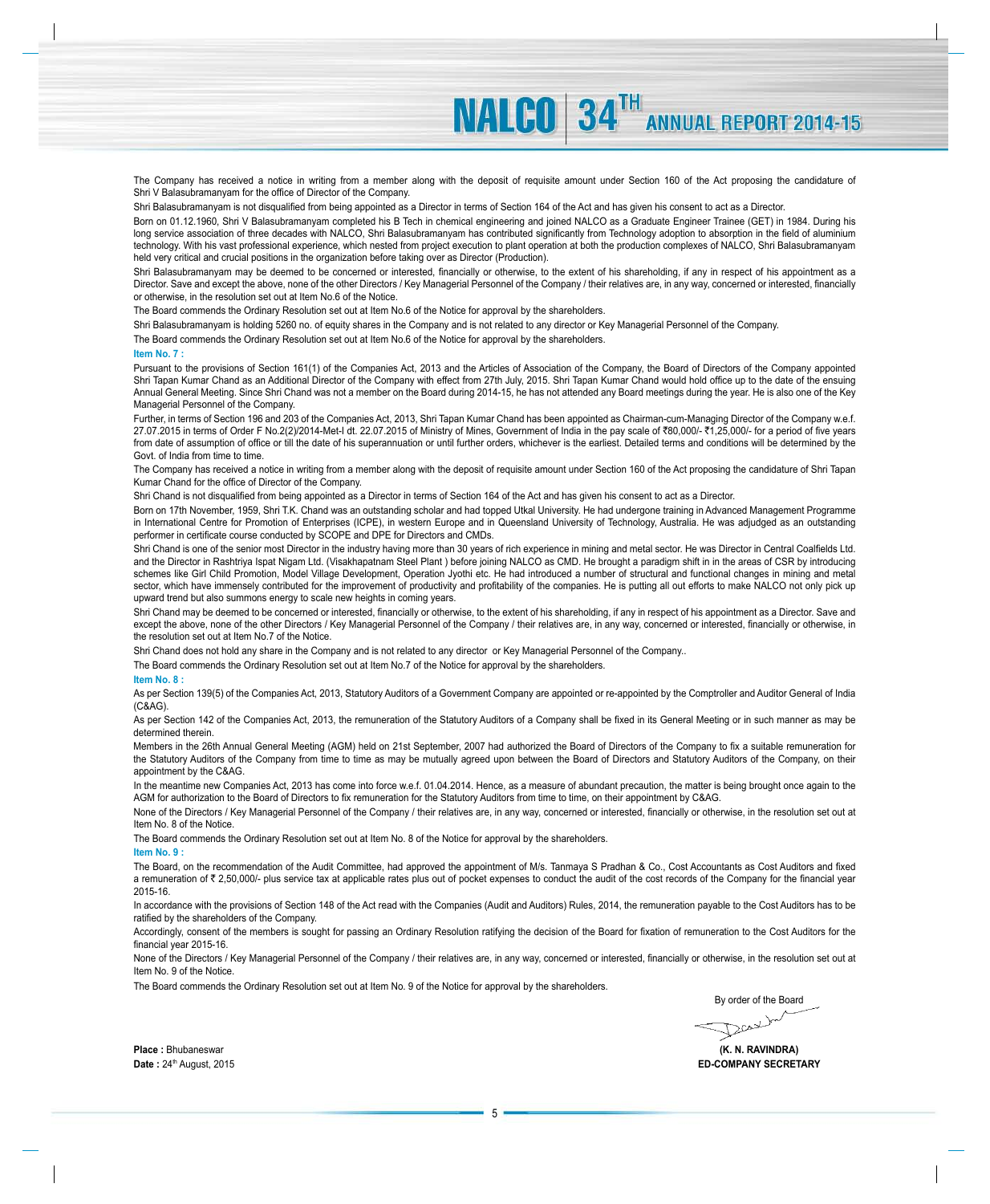The Company has received a notice in writing from a member along with the deposit of requisite amount under Section 160 of the Act proposing the candidature of Shri V Balasubramanyam for the office of Director of the Company.

Shri Balasubramanyam is not disqualified from being appointed as a Director in terms of Section 164 of the Act and has given his consent to act as a Director.

Born on 01.12.1960, Shri V Balasubramanyam completed his B Tech in chemical engineering and joined NALCO as a Graduate Engineer Trainee (GET) in 1984. During his long service association of three decades with NALCO, Shri Balasubramanyam has contributed significantly from Technology adoption to absorption in the field of aluminium technology. With his vast professional experience, which nested from project execution to plant operation at both the production complexes of NALCO, Shri Balasubramanyam held very critical and crucial positions in the organization before taking over as Director (Production).

Shri Balasubramanyam may be deemed to be concerned or interested, financially or otherwise, to the extent of his shareholding, if any in respect of his appointment as a Director. Save and except the above, none of the other Directors / Key Managerial Personnel of the Company / their relatives are, in any way, concerned or interested, financially or otherwise, in the resolution set out at Item No.6 of the Notice.

The Board commends the Ordinary Resolution set out at Item No.6 of the Notice for approval by the shareholders.

Shri Balasubramanyam is holding 5260 no. of equity shares in the Company and is not related to any director or Key Managerial Personnel of the Company.

The Board commends the Ordinary Resolution set out at Item No.6 of the Notice for approval by the shareholders.

**Item No. 7 :**

Pursuant to the provisions of Section 161(1) of the Companies Act, 2013 and the Articles of Association of the Company, the Board of Directors of the Company appointed Shri Tapan Kumar Chand as an Additional Director of the Company with effect from 27th July, 2015. Shri Tapan Kumar Chand would hold office up to the date of the ensuing Annual General Meeting. Since Shri Chand was not a member on the Board during 2014-15, he has not attended any Board meetings during the year. He is also one of the Key Managerial Personnel of the Company.

Further, in terms of Section 196 and 203 of the Companies Act, 2013, Shri Tapan Kumar Chand has been appointed as Chairman-cum-Managing Director of the Company w.e.f. 27.07.2015 in terms of Order F No.2(2)/2014-Met-I dt. 22.07.2015 of Ministry of Mines, Government of India in the pay scale of ₹80,000/- ₹1,25,000/- for a period of five years from date of assumption of office or till the date of his superannuation or until further orders, whichever is the earliest. Detailed terms and conditions will be determined by the Govt. of India from time to time.

The Company has received a notice in writing from a member along with the deposit of requisite amount under Section 160 of the Act proposing the candidature of Shri Tapan Kumar Chand for the office of Director of the Company.

Shri Chand is not disqualified from being appointed as a Director in terms of Section 164 of the Act and has given his consent to act as a Director.

Born on 17th November, 1959, Shri T.K. Chand was an outstanding scholar and had topped Utkal University. He had undergone training in Advanced Management Programme in International Centre for Promotion of Enterprises (ICPE), in western Europe and in Queensland University of Technology, Australia. He was adjudged as an outstanding performer in certificate course conducted by SCOPE and DPE for Directors and CMDs.

Shri Chand is one of the senior most Director in the industry having more than 30 years of rich experience in mining and metal sector. He was Director in Central Coalfields Ltd. and the Director in Rashtriya Ispat Nigam Ltd. (Visakhapatnam Steel Plant ) before joining NALCO as CMD. He brought a paradigm shift in in the areas of CSR by introducing schemes like Girl Child Promotion, Model Village Development, Operation Jyothi etc. He had introduced a number of structural and functional changes in mining and metal sector, which have immensely contributed for the improvement of productivity and profitability of the companies. He is putting all out efforts to make NALCO not only pick up upward trend but also summons energy to scale new heights in coming years.

Shri Chand may be deemed to be concerned or interested, financially or otherwise, to the extent of his shareholding, if any in respect of his appointment as a Director. Save and except the above, none of the other Directors / Key Managerial Personnel of the Company / their relatives are, in any way, concerned or interested, financially or otherwise, in the resolution set out at Item No.7 of the Notice.

Shri Chand does not hold any share in the Company and is not related to any director or Key Managerial Personnel of the Company..

The Board commends the Ordinary Resolution set out at Item No.7 of the Notice for approval by the shareholders.

**Item No. 8 :**

As per Section 139(5) of the Companies Act, 2013, Statutory Auditors of a Government Company are appointed or re-appointed by the Comptroller and Auditor General of India (C&AG).

As per Section 142 of the Companies Act, 2013, the remuneration of the Statutory Auditors of a Company shall be fixed in its General Meeting or in such manner as may be determined therein.

Members in the 26th Annual General Meeting (AGM) held on 21st September, 2007 had authorized the Board of Directors of the Company to fix a suitable remuneration for the Statutory Auditors of the Company from time to time as may be mutually agreed upon between the Board of Directors and Statutory Auditors of the Company, on their appointment by the C&AG.

In the meantime new Companies Act, 2013 has come into force w.e.f. 01.04.2014. Hence, as a measure of abundant precaution, the matter is being brought once again to the AGM for authorization to the Board of Directors to fix remuneration for the Statutory Auditors from time to time, on their appointment by C&AG.

None of the Directors / Key Managerial Personnel of the Company / their relatives are, in any way, concerned or interested, financially or otherwise, in the resolution set out at Item No. 8 of the Notice.

The Board commends the Ordinary Resolution set out at Item No. 8 of the Notice for approval by the shareholders.

**Item No. 9 :**

The Board, on the recommendation of the Audit Committee, had approved the appointment of M/s. Tanmaya S Pradhan & Co., Cost Accountants as Cost Auditors and fixed a remuneration of ₹ 2,50,000/- plus service tax at applicable rates plus out of pocket expenses to conduct the audit of the cost records of the Company for the financial year 2015-16.

In accordance with the provisions of Section 148 of the Act read with the Companies (Audit and Auditors) Rules, 2014, the remuneration payable to the Cost Auditors has to be ratified by the shareholders of the Company.

Accordingly, consent of the members is sought for passing an Ordinary Resolution ratifying the decision of the Board for fixation of remuneration to the Cost Auditors for the financial year 2015-16.

None of the Directors / Key Managerial Personnel of the Company / their relatives are, in any way, concerned or interested, financially or otherwise, in the resolution set out at Item No. 9 of the Notice.

The Board commends the Ordinary Resolution set out at Item No. 9 of the Notice for approval by the shareholders.

By order of the Board

**(K. N. RAVINDRA)**
**ED-COMPANY SECRETARY**

**Place :** Bhubaneswar
**Date :** 24th August, 2015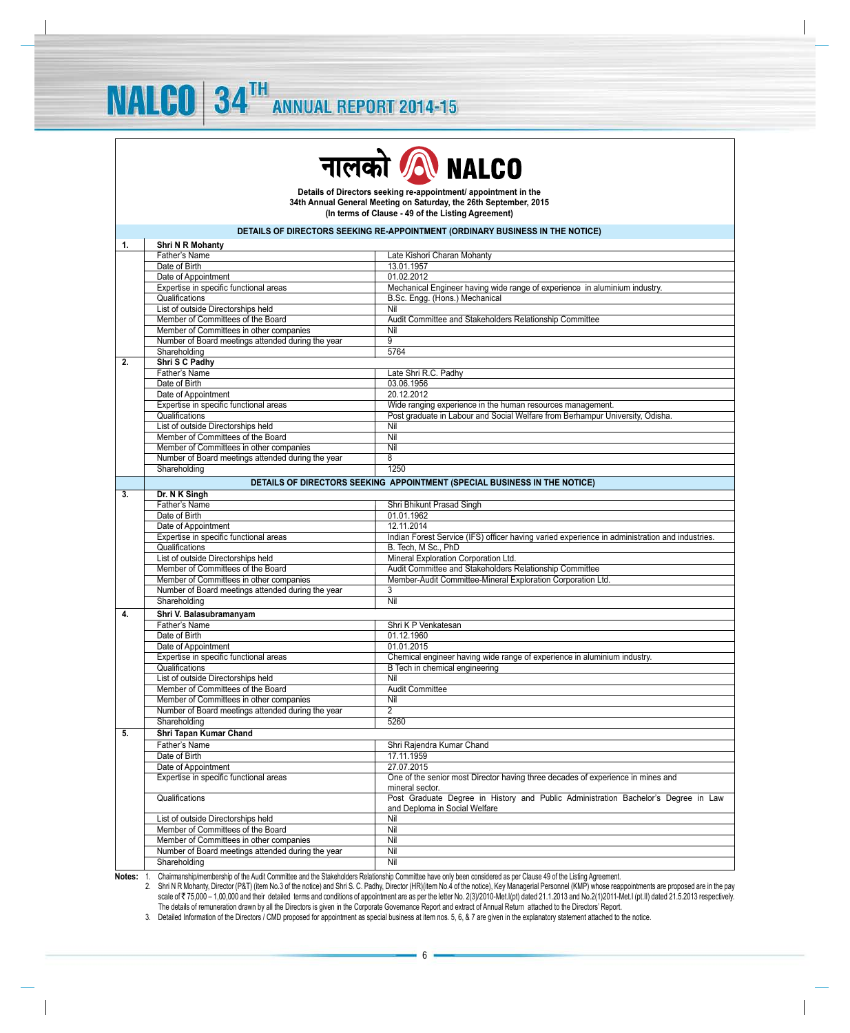नालको NALCO

**Details of Directors seeking re-appointment/ appointment in the 34th Annual General Meeting on Saturday, the 26th September, 2015 (In terms of Clause - 49 of the Listing Agreement)**

| | DETAILS OF DIRECTORS SEEKING RE-APPOINTMENT (ORDINARY BUSINESS IN THE NOTICE) | |
|---|---|---|
| **1.** | **Shri N R Mohanty** | |
| | Father's Name | Late Kishori Charan Mohanty |
| | Date of Birth | 13.01.1957 |
| | Date of Appointment | 01.02.2012 |
| | Expertise in specific functional areas | Mechanical Engineer having wide range of experience in aluminium industry. |
| | Qualifications | B.Sc. Engg. (Hons.) Mechanical |
| | List of outside Directorships held | Nil |
| | Member of Committees of the Board | Audit Committee and Stakeholders Relationship Committee |
| | Member of Committees in other companies | Nil |
| | Number of Board meetings attended during the year | 9 |
| | Shareholding | 5764 |
| **2.** | **Shri S C Padhy** | |
| | Father's Name | Late Shri R.C. Padhy |
| | Date of Birth | 03.06.1956 |
| | Date of Appointment | 20.12.2012 |
| | Expertise in specific functional areas | Wide ranging experience in the human resources management. |
| | Qualifications | Post graduate in Labour and Social Welfare from Berhampur University, Odisha. |
| | List of outside Directorships held | Nil |
| | Member of Committees of the Board | Nil |
| | Member of Committees in other companies | Nil |
| | Number of Board meetings attended during the year | 8 |
| | Shareholding | 1250 |
| | **DETAILS OF DIRECTORS SEEKING APPOINTMENT (SPECIAL BUSINESS IN THE NOTICE)** | |
| **3.** | **Dr. N K Singh** | |
| | Father's Name | Shri Bhikunt Prasad Singh |
| | Date of Birth | 01.01.1962 |
| | Date of Appointment | 12.11.2014 |
| | Expertise in specific functional areas | Indian Forest Service (IFS) officer having varied experience in administration and industries. |
| | Qualifications | B. Tech, M Sc., PhD |
| | List of outside Directorships held | Mineral Exploration Corporation Ltd. |
| | Member of Committees of the Board | Audit Committee and Stakeholders Relationship Committee |
| | Member of Committees in other companies | Member-Audit Committee-Mineral Exploration Corporation Ltd. |
| | Number of Board meetings attended during the year | 3 |
| | Shareholding | Nil |
| **4.** | **Shri V. Balasubramanyam** | |
| | Father's Name | Shri K P Venkatesan |
| | Date of Birth | 01.12.1960 |
| | Date of Appointment | 01.01.2015 |
| | Expertise in specific functional areas | Chemical engineer having wide range of experience in aluminium industry. |
| | Qualifications | B Tech in chemical engineering |
| | List of outside Directorships held | Nil |
| | Member of Committees of the Board | Audit Committee |
| | Member of Committees in other companies | Nil |
| | Number of Board meetings attended during the year | 2 |
| | Shareholding | 5260 |
| **5.** | **Shri Tapan Kumar Chand** | |
| | Father's Name | Shri Rajendra Kumar Chand |
| | Date of Birth | 17.11.1959 |
| | Date of Appointment | 27.07.2015 |
| | Expertise in specific functional areas | One of the senior most Director having three decades of experience in mines and mineral sector. |
| | Qualifications | Post Graduate Degree in History and Public Administration Bachelor's Degree in Law and Deploma in Social Welfare |
| | List of outside Directorships held | Nil |
| | Member of Committees of the Board | Nil |
| | Member of Committees in other companies | Nil |
| | Number of Board meetings attended during the year | Nil |
| | Shareholding | Nil |

**Notes:**

1. Chairmanship/membership of the Audit Committee and the Stakeholders Relationship Committee have only been considered as per Clause 49 of the Listing Agreement.
2. Shri N R Mohanty, Director (P&T) (item No.3 of the notice) and Shri S. C. Padhy, Director (HR)(item No.4 of the notice), Key Managerial Personnel (KMP) whose reappointments are proposed are in the pay scale of ₹ 75,000 – 1,00,000 and their detailed terms and conditions of appointment are as per the letter No. 2(3)/2010-Met.I(pt) dated 21.1.2013 and No.2(1)2011-Met.I (pt.II) dated 21.5.2013 respectively. The details of remuneration drawn by all the Directors is given in the Corporate Governance Report and extract of Annual Return attached to the Directors' Report.
3. Detailed Information of the Directors / CMD proposed for appointment as special business at item nos. 5, 6, & 7 are given in the explanatory statement attached to the notice.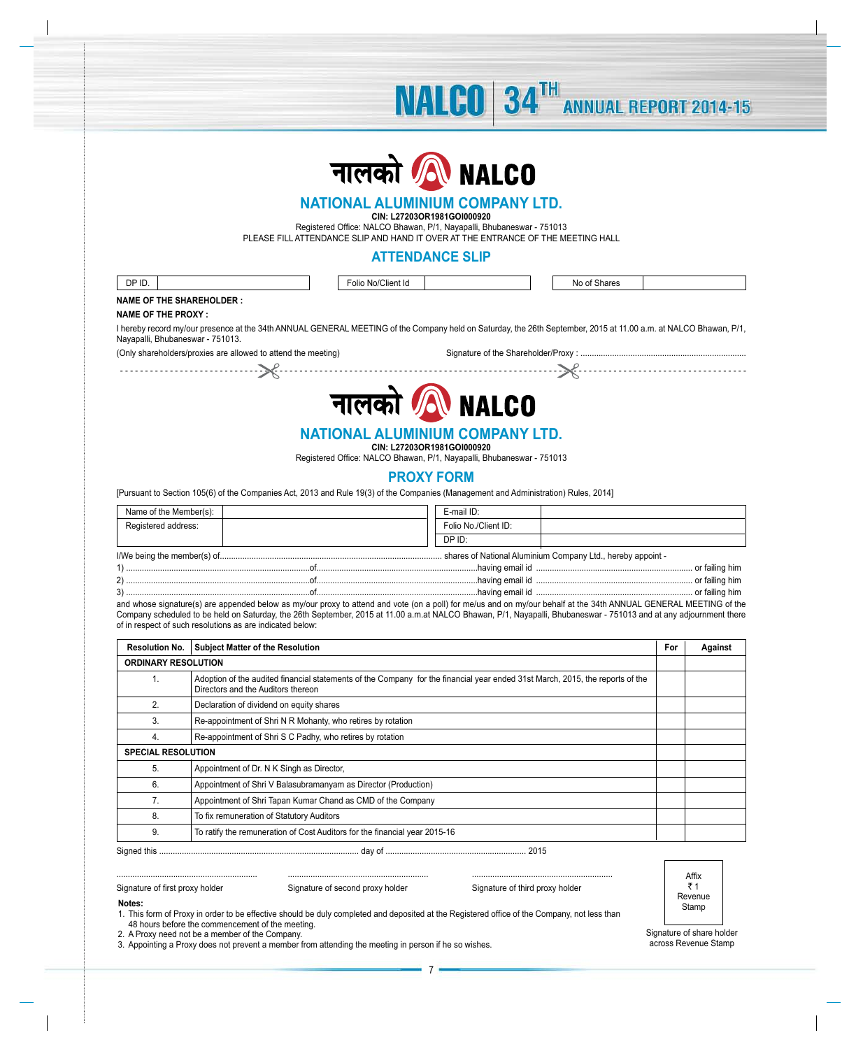नालको NALCO

## NATIONAL ALUMINIUM COMPANY LTD.

**CIN: L27203OR1981GOI000920**

Registered Office: NALCO Bhawan, P/1, Nayapalli, Bhubaneswar - 751013

PLEASE FILL ATTENDANCE SLIP AND HAND IT OVER AT THE ENTRANCE OF THE MEETING HALL

## ATTENDANCE SLIP

| DP ID. | | Folio No/Client Id | | No of Shares | |
|---|---|---|---|---|---|

**NAME OF THE SHAREHOLDER :**

**NAME OF THE PROXY :**

I hereby record my/our presence at the 34th ANNUAL GENERAL MEETING of the Company held on Saturday, the 26th September, 2015 at 11.00 a.m. at NALCO Bhawan, P/1, Nayapalli, Bhubaneswar - 751013.

(Only shareholders/proxies are allowed to attend the meeting)

Signature of the Shareholder/Proxy : ........................................................................

---

नालको NALCO

## NATIONAL ALUMINIUM COMPANY LTD.

**CIN: L27203OR1981GOI000920**

Registered Office: NALCO Bhawan, P/1, Nayapalli, Bhubaneswar - 751013

## PROXY FORM

[Pursuant to Section 105(6) of the Companies Act, 2013 and Rule 19(3) of the Companies (Management and Administration) Rules, 2014]

| Name of the Member(s): | | E-mail ID: | |
|---|---|---|---|
| Registered address: | | Folio No./Client ID: | |
| | | DP ID: | |

I/We being the member(s) of................................................................................................ shares of National Aluminium Company Ltd., hereby appoint -

1) ...................................................................................of.......................................................................having email id .................................................................... or failing him

2) ...................................................................................of.......................................................................having email id .................................................................... or failing him

3) ...................................................................................of.......................................................................having email id .................................................................... or failing him

and whose signature(s) are appended below as my/our proxy to attend and vote (on a poll) for me/us and on my/our behalf at the 34th ANNUAL GENERAL MEETING of the Company scheduled to be held on Saturday, the 26th September, 2015 at 11.00 a.m.at NALCO Bhawan, P/1, Nayapalli, Bhubaneswar - 751013 and at any adjournment there of in respect of such resolutions as are indicated below:

| Resolution No. | Subject Matter of the Resolution | For | Against |
|---|---|---|---|
| **ORDINARY RESOLUTION** | | | |
| 1. | Adoption of the audited financial statements of the Company for the financial year ended 31st March, 2015, the reports of the Directors and the Auditors thereon | | |
| 2. | Declaration of dividend on equity shares | | |
| 3. | Re-appointment of Shri N R Mohanty, who retires by rotation | | |
| 4. | Re-appointment of Shri S C Padhy, who retires by rotation | | |
| **SPECIAL RESOLUTION** | | | |
| 5. | Appointment of Dr. N K Singh as Director, | | |
| 6. | Appointment of Shri V Balasubramanyam as Director (Production) | | |
| 7. | Appointment of Shri Tapan Kumar Chand as CMD of the Company | | |
| 8. | To fix remuneration of Statutory Auditors | | |
| 9. | To ratify the remuneration of Cost Auditors for the financial year 2015-16 | | |

Signed this ........................................................................................ day of ............................................................. 2015

.............................................................. Signature of first proxy holder

.............................................................. Signature of second proxy holder

.............................................................. Signature of third proxy holder

Affix ₹ 1 Revenue Stamp

Signature of share holder across Revenue Stamp

**Notes:**

1. This form of Proxy in order to be effective should be duly completed and deposited at the Registered office of the Company, not less than 48 hours before the commencement of the meeting.
2. A Proxy need not be a member of the Company.
3. Appointing a Proxy does not prevent a member from attending the meeting in person if he so wishes.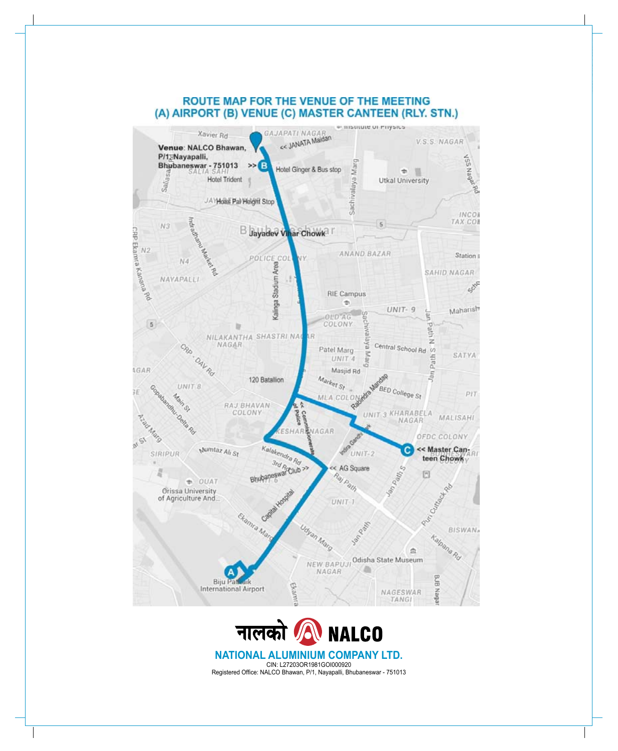# ROUTE MAP FOR THE VENUE OF THE MEETING
# (A) AIRPORT (B) VENUE (C) MASTER CANTEEN (RLY. STN.)

**Venue**: NALCO Bhawan, P/1, Nayapalli, Bhubaneswar - 751013

B: Hotel Ginger & Bus stop

A: Biju Patnaik International Airport

C: Master Canteen Chowk

Xavier Rd
GAJAPATI NAGAR
JANATA Maidan
Institute of Physics
V.S.S. NAGAR
Hotel Trident
Hotel Pal Height Stop
Sachivalaya Marg
Utkal University
Jayadev Vihar Chowk
ANAND BAZAR
POLICE COLONY
NAYAPALLI
Kalinga Stadium Area
RIE Campus
OLD AG COLONY
UNIT- 9
SAHID NAGAR
NILAKANTHA NAGAR
SHASTRI NAGAR
Patel Marg
UNIT 4
Central School Rd
Masjid Rd
120 Batallion
Market St
Rabindra Mandap
BED College St
MLA COLONY
RAJ BHAVAN COLONY
UNIT 3 KHARABELA NAGAR
Commissionerate of Police
KESHARI NAGAR
Kalakendra Rd
Bhubaneswar Club
AG Square
UNIT-2
Raj Path
Jan Path
OFDC COLONY
Orissa University of Agriculture And...
Capital Hospital
UNIT-1
Ekamra Marg
Udyan Marg
NEW BAPUJI NAGAR
Odisha State Museum
Puri Cuttack Rd
Kalpana Rd
NAGESWAR TANGI

नालको NALCO

**NATIONAL ALUMINIUM COMPANY LTD.**

CIN: L27203OR1981GOI000920

Registered Office: NALCO Bhawan, P/1, Nayapalli, Bhubaneswar - 751013